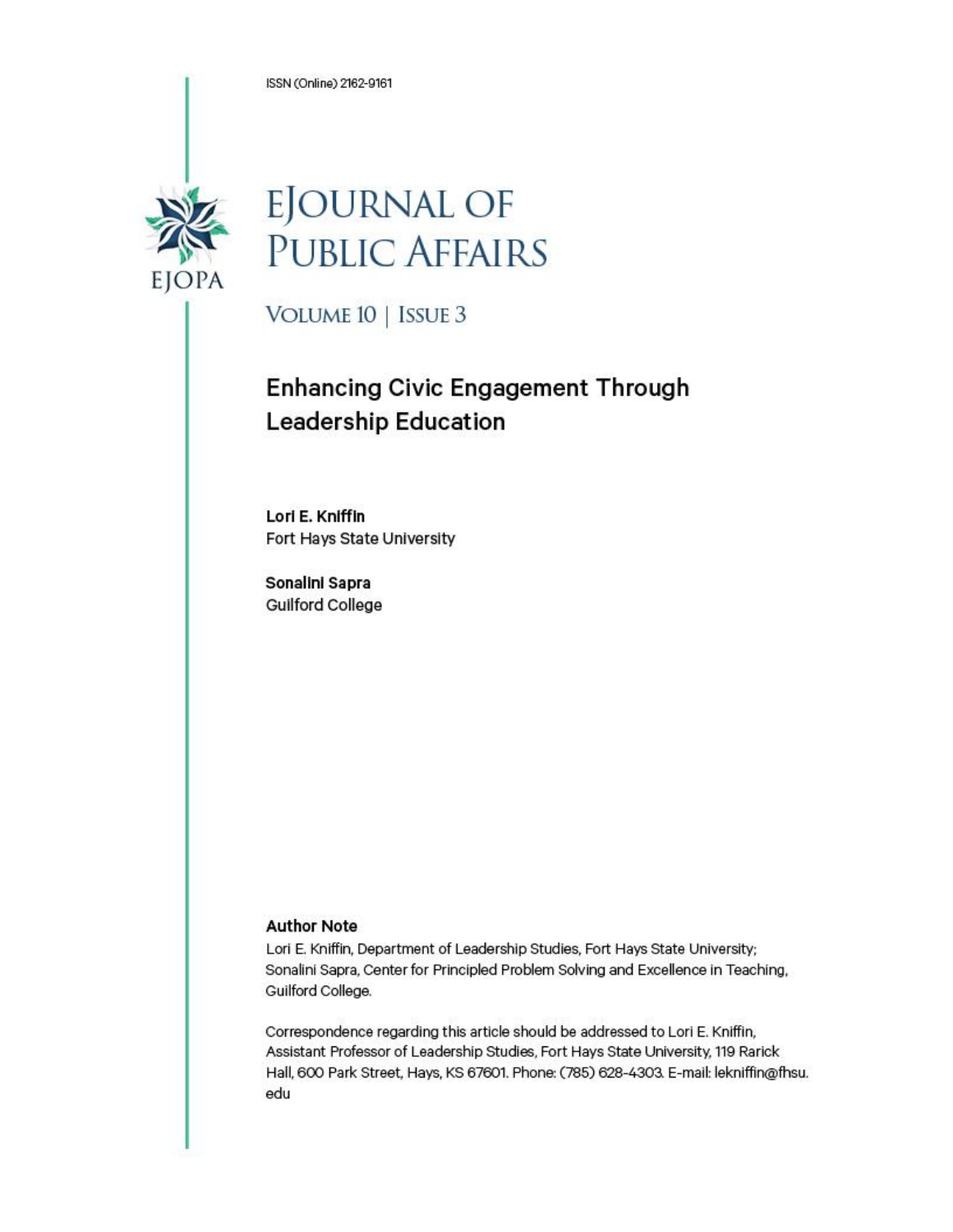ISSN (Online) 2162-9161

# EJOURNAL OF PUBLIC AFFAIRS

VOLUME 10 | ISSUE 3

## Enhancing Civic Engagement Through Leadership Education

**Lori E. Kniffin**
Fort Hays State University

**Sonalini Sapra**
Guilford College

### Author Note

Lori E. Kniffin, Department of Leadership Studies, Fort Hays State University; Sonalini Sapra, Center for Principled Problem Solving and Excellence in Teaching, Guilford College.

Correspondence regarding this article should be addressed to Lori E. Kniffin, Assistant Professor of Leadership Studies, Fort Hays State University, 119 Rarick Hall, 600 Park Street, Hays, KS 67601. Phone: (785) 628-4303. E-mail: lekniffin@fhsu.edu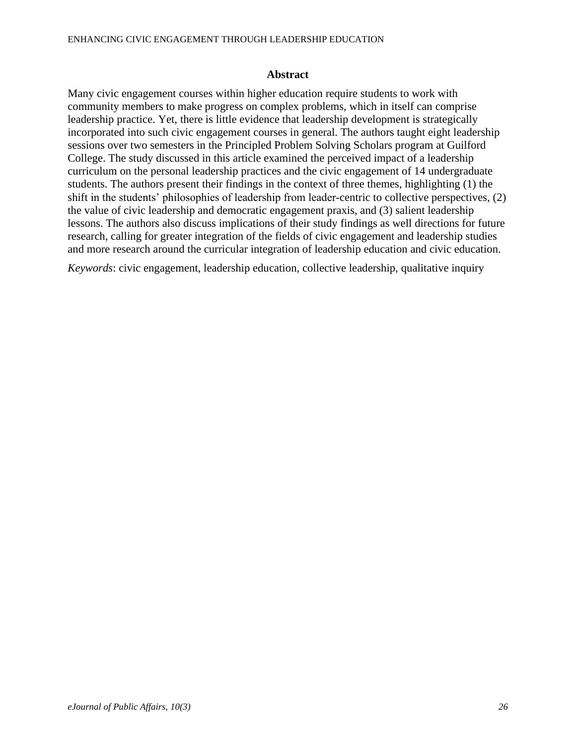## Abstract

Many civic engagement courses within higher education require students to work with community members to make progress on complex problems, which in itself can comprise leadership practice. Yet, there is little evidence that leadership development is strategically incorporated into such civic engagement courses in general. The authors taught eight leadership sessions over two semesters in the Principled Problem Solving Scholars program at Guilford College. The study discussed in this article examined the perceived impact of a leadership curriculum on the personal leadership practices and the civic engagement of 14 undergraduate students. The authors present their findings in the context of three themes, highlighting (1) the shift in the students' philosophies of leadership from leader-centric to collective perspectives, (2) the value of civic leadership and democratic engagement praxis, and (3) salient leadership lessons. The authors also discuss implications of their study findings as well directions for future research, calling for greater integration of the fields of civic engagement and leadership studies and more research around the curricular integration of leadership education and civic education.

*Keywords*: civic engagement, leadership education, collective leadership, qualitative inquiry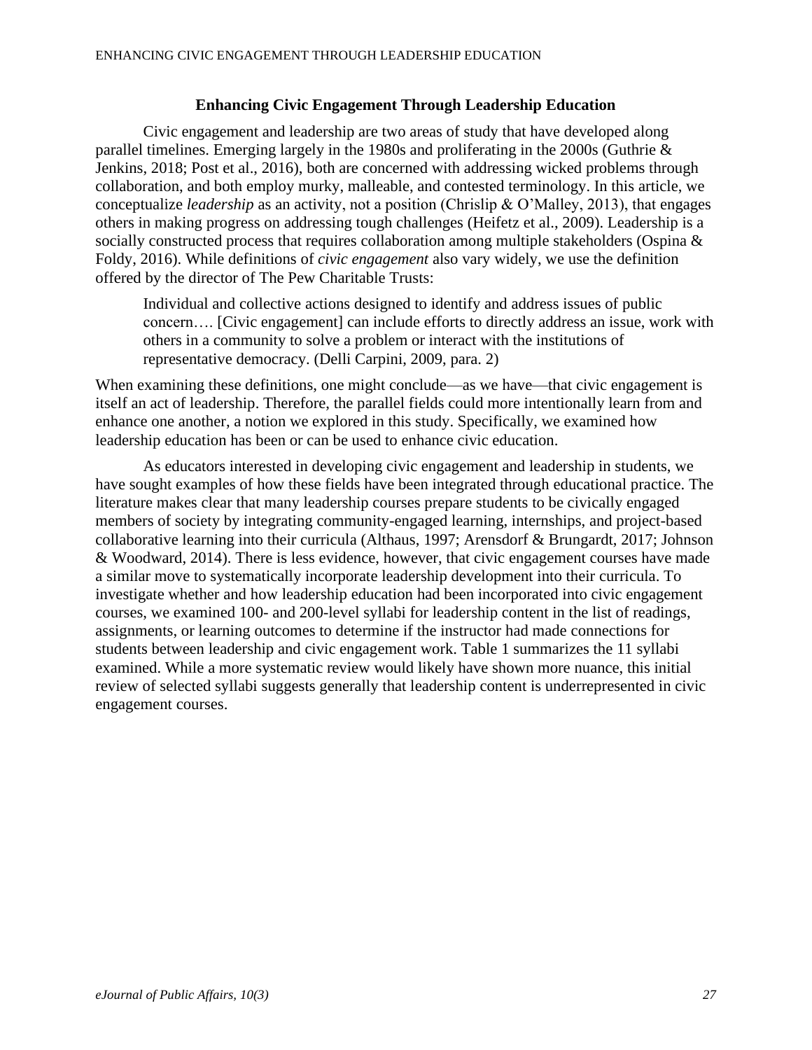## Enhancing Civic Engagement Through Leadership Education

Civic engagement and leadership are two areas of study that have developed along parallel timelines. Emerging largely in the 1980s and proliferating in the 2000s (Guthrie & Jenkins, 2018; Post et al., 2016), both are concerned with addressing wicked problems through collaboration, and both employ murky, malleable, and contested terminology. In this article, we conceptualize *leadership* as an activity, not a position (Chrislip & O'Malley, 2013), that engages others in making progress on addressing tough challenges (Heifetz et al., 2009). Leadership is a socially constructed process that requires collaboration among multiple stakeholders (Ospina & Foldy, 2016). While definitions of *civic engagement* also vary widely, we use the definition offered by the director of The Pew Charitable Trusts:

> Individual and collective actions designed to identify and address issues of public concern…. [Civic engagement] can include efforts to directly address an issue, work with others in a community to solve a problem or interact with the institutions of representative democracy. (Delli Carpini, 2009, para. 2)

When examining these definitions, one might conclude—as we have—that civic engagement is itself an act of leadership. Therefore, the parallel fields could more intentionally learn from and enhance one another, a notion we explored in this study. Specifically, we examined how leadership education has been or can be used to enhance civic education.

As educators interested in developing civic engagement and leadership in students, we have sought examples of how these fields have been integrated through educational practice. The literature makes clear that many leadership courses prepare students to be civically engaged members of society by integrating community-engaged learning, internships, and project-based collaborative learning into their curricula (Althaus, 1997; Arensdorf & Brungardt, 2017; Johnson & Woodward, 2014). There is less evidence, however, that civic engagement courses have made a similar move to systematically incorporate leadership development into their curricula. To investigate whether and how leadership education had been incorporated into civic engagement courses, we examined 100- and 200-level syllabi for leadership content in the list of readings, assignments, or learning outcomes to determine if the instructor had made connections for students between leadership and civic engagement work. Table 1 summarizes the 11 syllabi examined. While a more systematic review would likely have shown more nuance, this initial review of selected syllabi suggests generally that leadership content is underrepresented in civic engagement courses.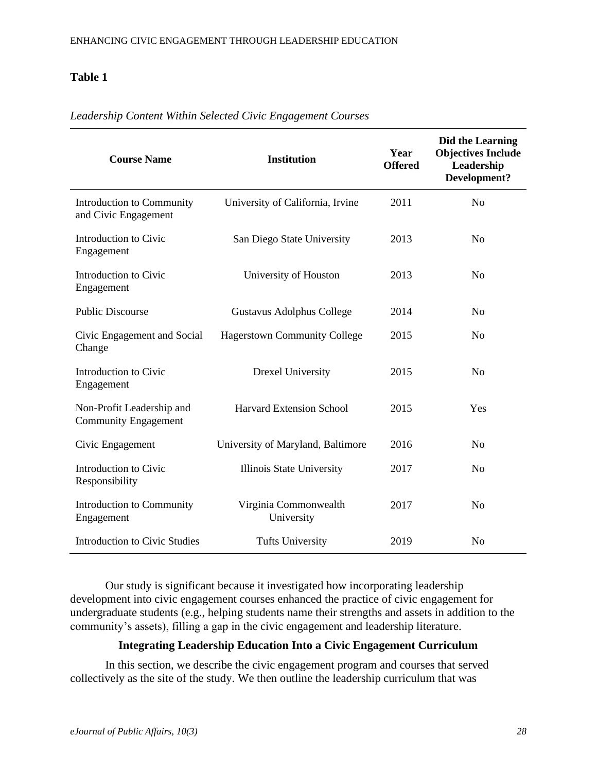**Table 1**

*Leadership Content Within Selected Civic Engagement Courses*

| Course Name | Institution | Year Offered | Did the Learning Objectives Include Leadership Development? |
|---|---|---|---|
| Introduction to Community and Civic Engagement | University of California, Irvine | 2011 | No |
| Introduction to Civic Engagement | San Diego State University | 2013 | No |
| Introduction to Civic Engagement | University of Houston | 2013 | No |
| Public Discourse | Gustavus Adolphus College | 2014 | No |
| Civic Engagement and Social Change | Hagerstown Community College | 2015 | No |
| Introduction to Civic Engagement | Drexel University | 2015 | No |
| Non-Profit Leadership and Community Engagement | Harvard Extension School | 2015 | Yes |
| Civic Engagement | University of Maryland, Baltimore | 2016 | No |
| Introduction to Civic Responsibility | Illinois State University | 2017 | No |
| Introduction to Community Engagement | Virginia Commonwealth University | 2017 | No |
| Introduction to Civic Studies | Tufts University | 2019 | No |

Our study is significant because it investigated how incorporating leadership development into civic engagement courses enhanced the practice of civic engagement for undergraduate students (e.g., helping students name their strengths and assets in addition to the community's assets), filling a gap in the civic engagement and leadership literature.

## Integrating Leadership Education Into a Civic Engagement Curriculum

In this section, we describe the civic engagement program and courses that served collectively as the site of the study. We then outline the leadership curriculum that was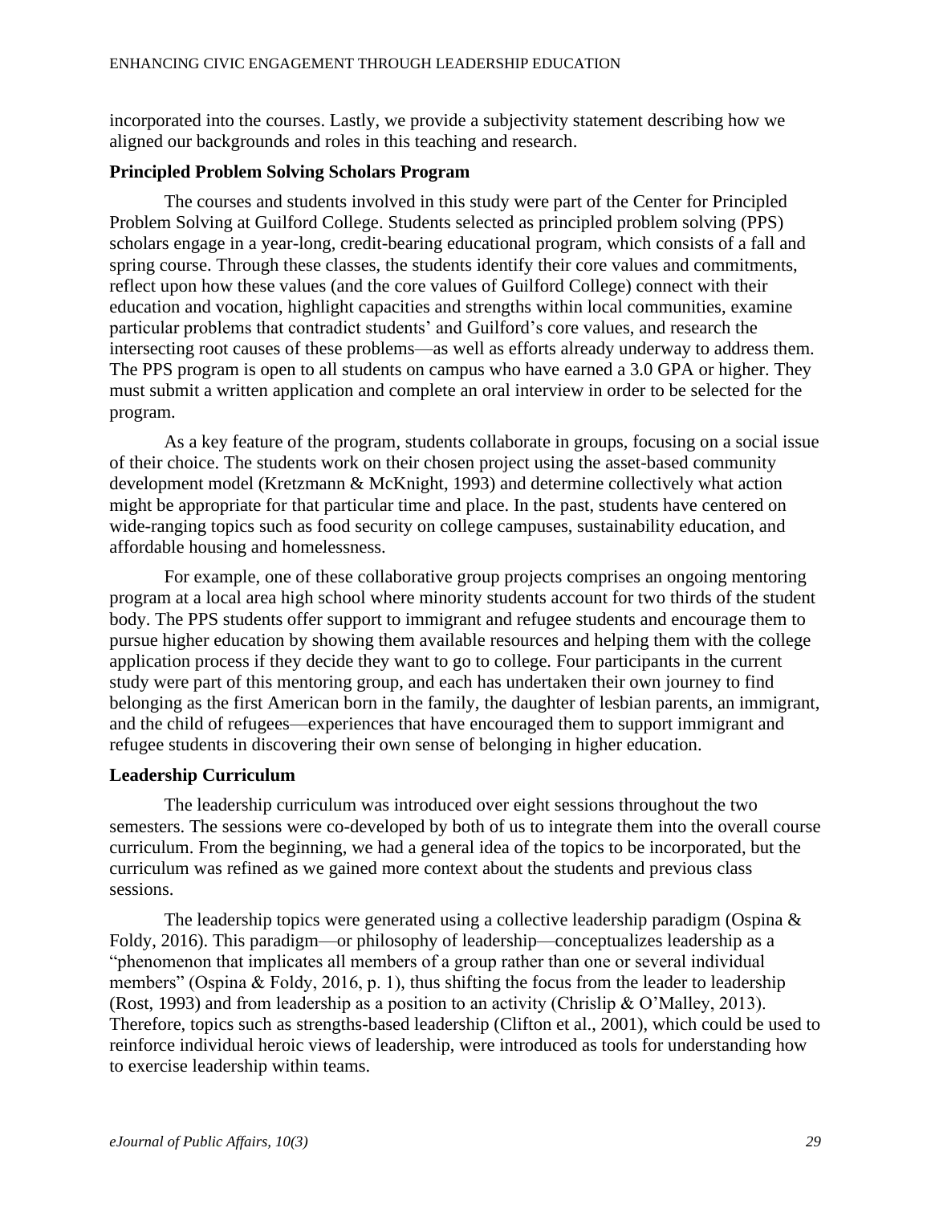incorporated into the courses. Lastly, we provide a subjectivity statement describing how we aligned our backgrounds and roles in this teaching and research.

### Principled Problem Solving Scholars Program

The courses and students involved in this study were part of the Center for Principled Problem Solving at Guilford College. Students selected as principled problem solving (PPS) scholars engage in a year-long, credit-bearing educational program, which consists of a fall and spring course. Through these classes, the students identify their core values and commitments, reflect upon how these values (and the core values of Guilford College) connect with their education and vocation, highlight capacities and strengths within local communities, examine particular problems that contradict students' and Guilford's core values, and research the intersecting root causes of these problems—as well as efforts already underway to address them. The PPS program is open to all students on campus who have earned a 3.0 GPA or higher. They must submit a written application and complete an oral interview in order to be selected for the program.

As a key feature of the program, students collaborate in groups, focusing on a social issue of their choice. The students work on their chosen project using the asset-based community development model (Kretzmann & McKnight, 1993) and determine collectively what action might be appropriate for that particular time and place. In the past, students have centered on wide-ranging topics such as food security on college campuses, sustainability education, and affordable housing and homelessness.

For example, one of these collaborative group projects comprises an ongoing mentoring program at a local area high school where minority students account for two thirds of the student body. The PPS students offer support to immigrant and refugee students and encourage them to pursue higher education by showing them available resources and helping them with the college application process if they decide they want to go to college. Four participants in the current study were part of this mentoring group, and each has undertaken their own journey to find belonging as the first American born in the family, the daughter of lesbian parents, an immigrant, and the child of refugees—experiences that have encouraged them to support immigrant and refugee students in discovering their own sense of belonging in higher education.

### Leadership Curriculum

The leadership curriculum was introduced over eight sessions throughout the two semesters. The sessions were co-developed by both of us to integrate them into the overall course curriculum. From the beginning, we had a general idea of the topics to be incorporated, but the curriculum was refined as we gained more context about the students and previous class sessions.

The leadership topics were generated using a collective leadership paradigm (Ospina & Foldy, 2016). This paradigm—or philosophy of leadership—conceptualizes leadership as a "phenomenon that implicates all members of a group rather than one or several individual members" (Ospina & Foldy, 2016, p. 1), thus shifting the focus from the leader to leadership (Rost, 1993) and from leadership as a position to an activity (Chrislip & O'Malley, 2013). Therefore, topics such as strengths-based leadership (Clifton et al., 2001), which could be used to reinforce individual heroic views of leadership, were introduced as tools for understanding how to exercise leadership within teams.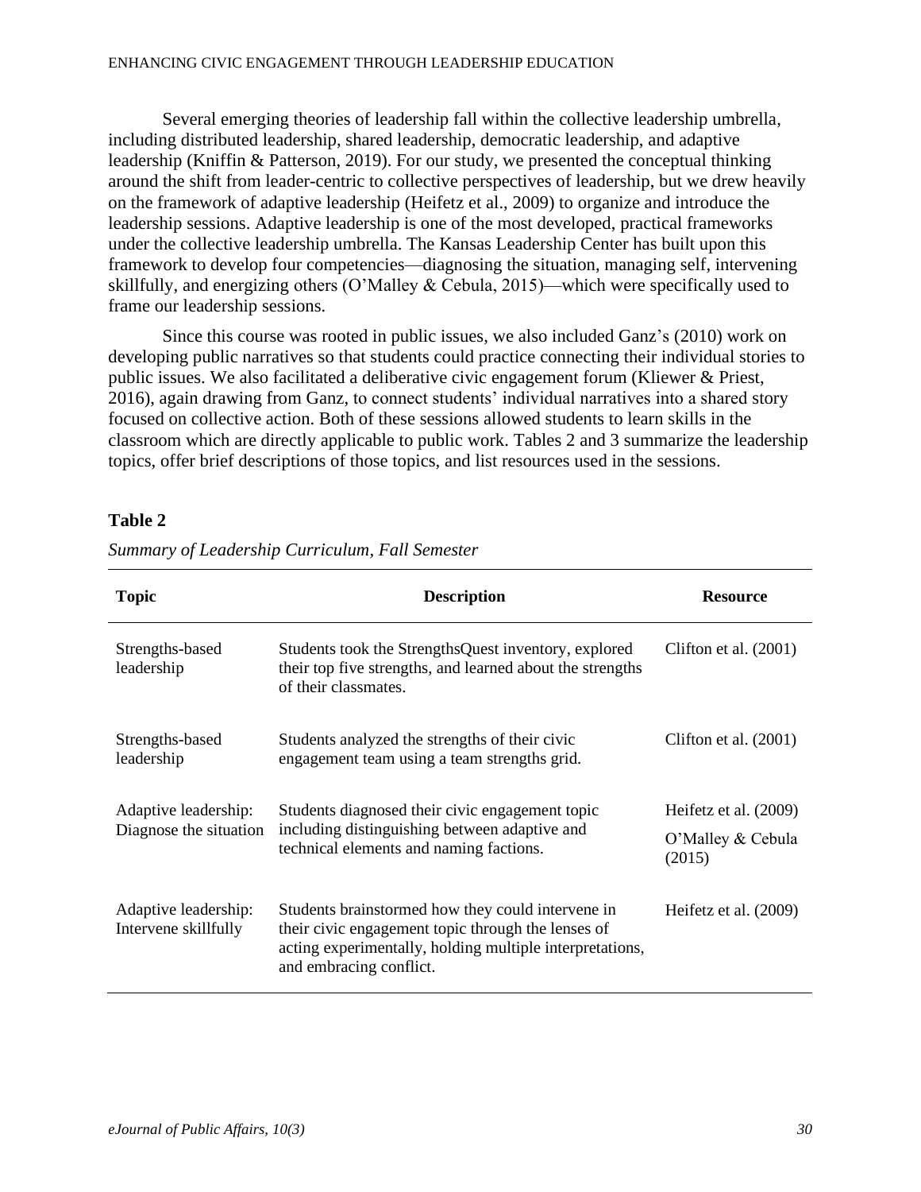Several emerging theories of leadership fall within the collective leadership umbrella, including distributed leadership, shared leadership, democratic leadership, and adaptive leadership (Kniffin & Patterson, 2019). For our study, we presented the conceptual thinking around the shift from leader-centric to collective perspectives of leadership, but we drew heavily on the framework of adaptive leadership (Heifetz et al., 2009) to organize and introduce the leadership sessions. Adaptive leadership is one of the most developed, practical frameworks under the collective leadership umbrella. The Kansas Leadership Center has built upon this framework to develop four competencies—diagnosing the situation, managing self, intervening skillfully, and energizing others (O'Malley & Cebula, 2015)—which were specifically used to frame our leadership sessions.

Since this course was rooted in public issues, we also included Ganz's (2010) work on developing public narratives so that students could practice connecting their individual stories to public issues. We also facilitated a deliberative civic engagement forum (Kliewer & Priest, 2016), again drawing from Ganz, to connect students' individual narratives into a shared story focused on collective action. Both of these sessions allowed students to learn skills in the classroom which are directly applicable to public work. Tables 2 and 3 summarize the leadership topics, offer brief descriptions of those topics, and list resources used in the sessions.

**Table 2**

*Summary of Leadership Curriculum, Fall Semester*

| Topic | Description | Resource |
|---|---|---|
| Strengths-based leadership | Students took the StrengthsQuest inventory, explored their top five strengths, and learned about the strengths of their classmates. | Clifton et al. (2001) |
| Strengths-based leadership | Students analyzed the strengths of their civic engagement team using a team strengths grid. | Clifton et al. (2001) |
| Adaptive leadership: Diagnose the situation | Students diagnosed their civic engagement topic including distinguishing between adaptive and technical elements and naming factions. | Heifetz et al. (2009)<br>O'Malley & Cebula (2015) |
| Adaptive leadership: Intervene skillfully | Students brainstormed how they could intervene in their civic engagement topic through the lenses of acting experimentally, holding multiple interpretations, and embracing conflict. | Heifetz et al. (2009) |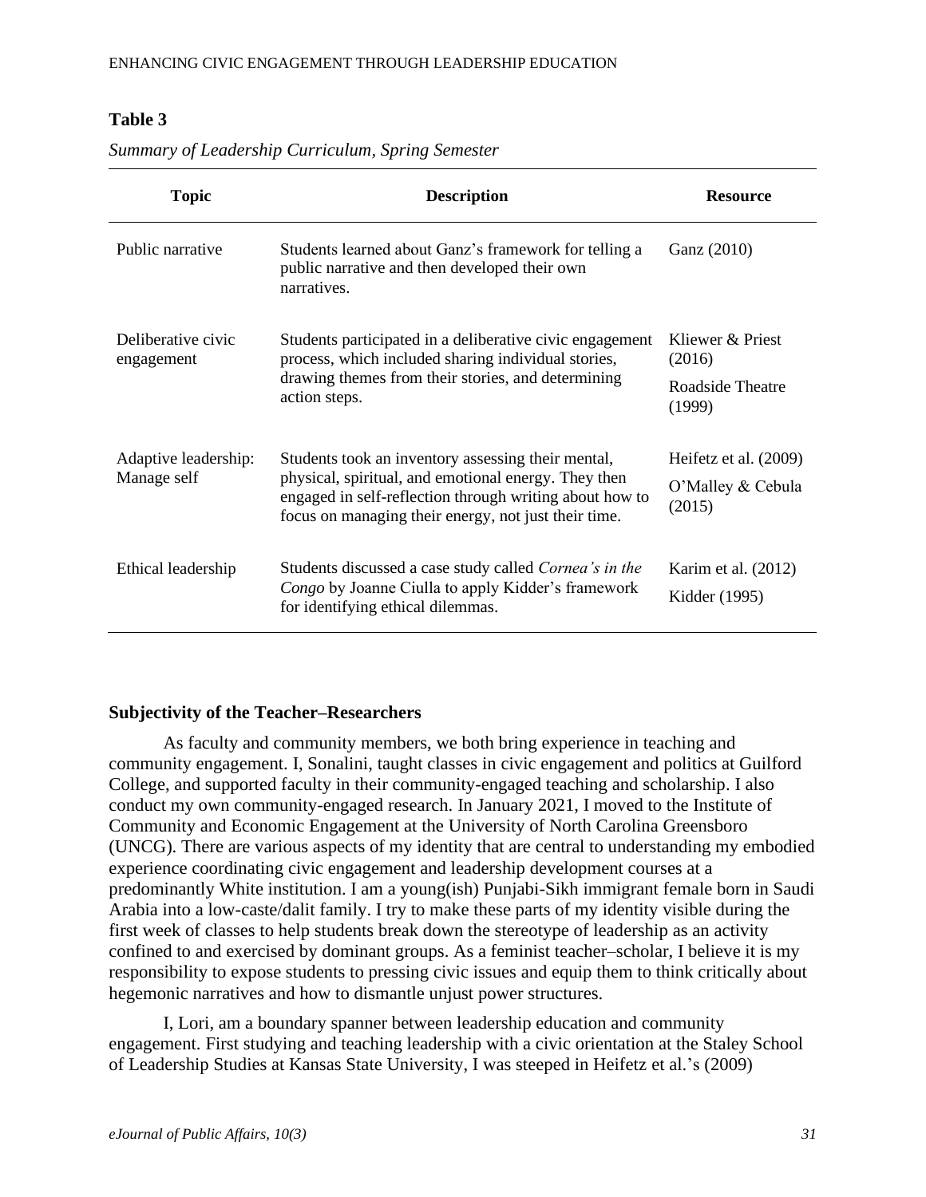**Table 3**

*Summary of Leadership Curriculum, Spring Semester*

| Topic | Description | Resource |
|---|---|---|
| Public narrative | Students learned about Ganz's framework for telling a public narrative and then developed their own narratives. | Ganz (2010) |
| Deliberative civic engagement | Students participated in a deliberative civic engagement process, which included sharing individual stories, drawing themes from their stories, and determining action steps. | Kliewer & Priest (2016)<br>Roadside Theatre (1999) |
| Adaptive leadership: Manage self | Students took an inventory assessing their mental, physical, spiritual, and emotional energy. They then engaged in self-reflection through writing about how to focus on managing their energy, not just their time. | Heifetz et al. (2009)<br>O'Malley & Cebula (2015) |
| Ethical leadership | Students discussed a case study called *Cornea's in the Congo* by Joanne Ciulla to apply Kidder's framework for identifying ethical dilemmas. | Karim et al. (2012)<br>Kidder (1995) |

### Subjectivity of the Teacher–Researchers

As faculty and community members, we both bring experience in teaching and community engagement. I, Sonalini, taught classes in civic engagement and politics at Guilford College, and supported faculty in their community-engaged teaching and scholarship. I also conduct my own community-engaged research. In January 2021, I moved to the Institute of Community and Economic Engagement at the University of North Carolina Greensboro (UNCG). There are various aspects of my identity that are central to understanding my embodied experience coordinating civic engagement and leadership development courses at a predominantly White institution. I am a young(ish) Punjabi-Sikh immigrant female born in Saudi Arabia into a low-caste/dalit family. I try to make these parts of my identity visible during the first week of classes to help students break down the stereotype of leadership as an activity confined to and exercised by dominant groups. As a feminist teacher–scholar, I believe it is my responsibility to expose students to pressing civic issues and equip them to think critically about hegemonic narratives and how to dismantle unjust power structures.

I, Lori, am a boundary spanner between leadership education and community engagement. First studying and teaching leadership with a civic orientation at the Staley School of Leadership Studies at Kansas State University, I was steeped in Heifetz et al.'s (2009)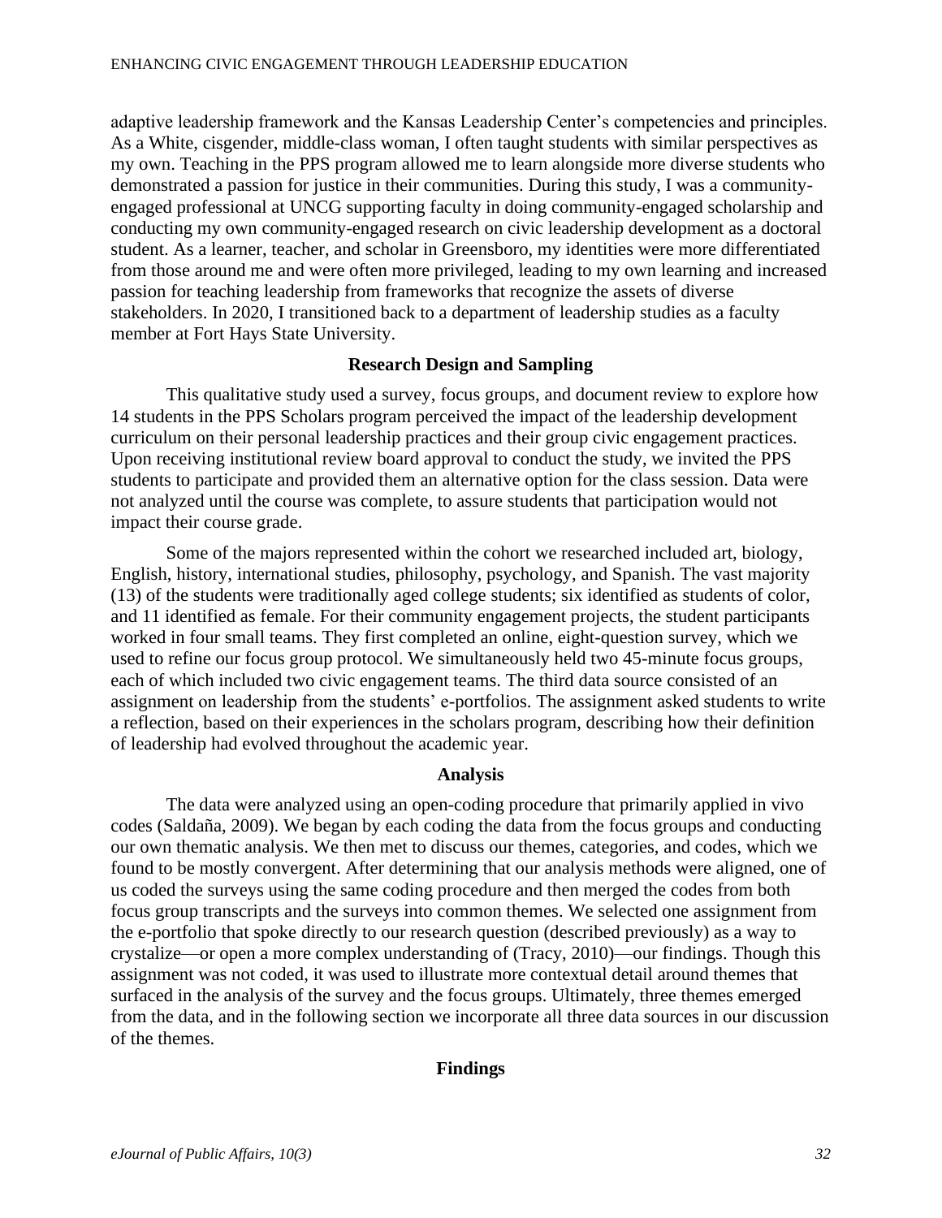adaptive leadership framework and the Kansas Leadership Center's competencies and principles. As a White, cisgender, middle-class woman, I often taught students with similar perspectives as my own. Teaching in the PPS program allowed me to learn alongside more diverse students who demonstrated a passion for justice in their communities. During this study, I was a community-engaged professional at UNCG supporting faculty in doing community-engaged scholarship and conducting my own community-engaged research on civic leadership development as a doctoral student. As a learner, teacher, and scholar in Greensboro, my identities were more differentiated from those around me and were often more privileged, leading to my own learning and increased passion for teaching leadership from frameworks that recognize the assets of diverse stakeholders. In 2020, I transitioned back to a department of leadership studies as a faculty member at Fort Hays State University.

## Research Design and Sampling

This qualitative study used a survey, focus groups, and document review to explore how 14 students in the PPS Scholars program perceived the impact of the leadership development curriculum on their personal leadership practices and their group civic engagement practices. Upon receiving institutional review board approval to conduct the study, we invited the PPS students to participate and provided them an alternative option for the class session. Data were not analyzed until the course was complete, to assure students that participation would not impact their course grade.

Some of the majors represented within the cohort we researched included art, biology, English, history, international studies, philosophy, psychology, and Spanish. The vast majority (13) of the students were traditionally aged college students; six identified as students of color, and 11 identified as female. For their community engagement projects, the student participants worked in four small teams. They first completed an online, eight-question survey, which we used to refine our focus group protocol. We simultaneously held two 45-minute focus groups, each of which included two civic engagement teams. The third data source consisted of an assignment on leadership from the students' e-portfolios. The assignment asked students to write a reflection, based on their experiences in the scholars program, describing how their definition of leadership had evolved throughout the academic year.

## Analysis

The data were analyzed using an open-coding procedure that primarily applied in vivo codes (Saldaña, 2009). We began by each coding the data from the focus groups and conducting our own thematic analysis. We then met to discuss our themes, categories, and codes, which we found to be mostly convergent. After determining that our analysis methods were aligned, one of us coded the surveys using the same coding procedure and then merged the codes from both focus group transcripts and the surveys into common themes. We selected one assignment from the e-portfolio that spoke directly to our research question (described previously) as a way to crystalize—or open a more complex understanding of (Tracy, 2010)—our findings. Though this assignment was not coded, it was used to illustrate more contextual detail around themes that surfaced in the analysis of the survey and the focus groups. Ultimately, three themes emerged from the data, and in the following section we incorporate all three data sources in our discussion of the themes.

## Findings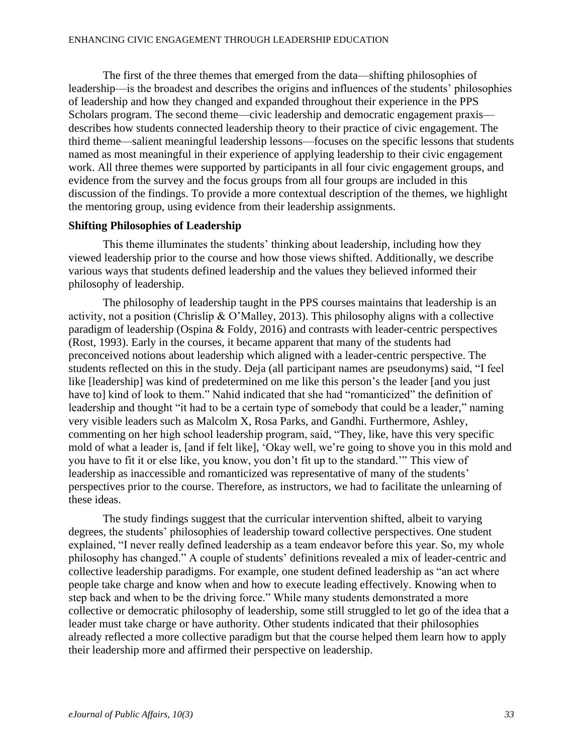The first of the three themes that emerged from the data—shifting philosophies of leadership—is the broadest and describes the origins and influences of the students' philosophies of leadership and how they changed and expanded throughout their experience in the PPS Scholars program. The second theme—civic leadership and democratic engagement praxis—describes how students connected leadership theory to their practice of civic engagement. The third theme—salient meaningful leadership lessons—focuses on the specific lessons that students named as most meaningful in their experience of applying leadership to their civic engagement work. All three themes were supported by participants in all four civic engagement groups, and evidence from the survey and the focus groups from all four groups are included in this discussion of the findings. To provide a more contextual description of the themes, we highlight the mentoring group, using evidence from their leadership assignments.

### Shifting Philosophies of Leadership

This theme illuminates the students' thinking about leadership, including how they viewed leadership prior to the course and how those views shifted. Additionally, we describe various ways that students defined leadership and the values they believed informed their philosophy of leadership.

The philosophy of leadership taught in the PPS courses maintains that leadership is an activity, not a position (Chrislip & O'Malley, 2013). This philosophy aligns with a collective paradigm of leadership (Ospina & Foldy, 2016) and contrasts with leader-centric perspectives (Rost, 1993). Early in the courses, it became apparent that many of the students had preconceived notions about leadership which aligned with a leader-centric perspective. The students reflected on this in the study. Deja (all participant names are pseudonyms) said, "I feel like [leadership] was kind of predetermined on me like this person's the leader [and you just have to] kind of look to them." Nahid indicated that she had "romanticized" the definition of leadership and thought "it had to be a certain type of somebody that could be a leader," naming very visible leaders such as Malcolm X, Rosa Parks, and Gandhi. Furthermore, Ashley, commenting on her high school leadership program, said, "They, like, have this very specific mold of what a leader is, [and if felt like], 'Okay well, we're going to shove you in this mold and you have to fit it or else like, you know, you don't fit up to the standard.'" This view of leadership as inaccessible and romanticized was representative of many of the students' perspectives prior to the course. Therefore, as instructors, we had to facilitate the unlearning of these ideas.

The study findings suggest that the curricular intervention shifted, albeit to varying degrees, the students' philosophies of leadership toward collective perspectives. One student explained, "I never really defined leadership as a team endeavor before this year. So, my whole philosophy has changed." A couple of students' definitions revealed a mix of leader-centric and collective leadership paradigms. For example, one student defined leadership as "an act where people take charge and know when and how to execute leading effectively. Knowing when to step back and when to be the driving force." While many students demonstrated a more collective or democratic philosophy of leadership, some still struggled to let go of the idea that a leader must take charge or have authority. Other students indicated that their philosophies already reflected a more collective paradigm but that the course helped them learn how to apply their leadership more and affirmed their perspective on leadership.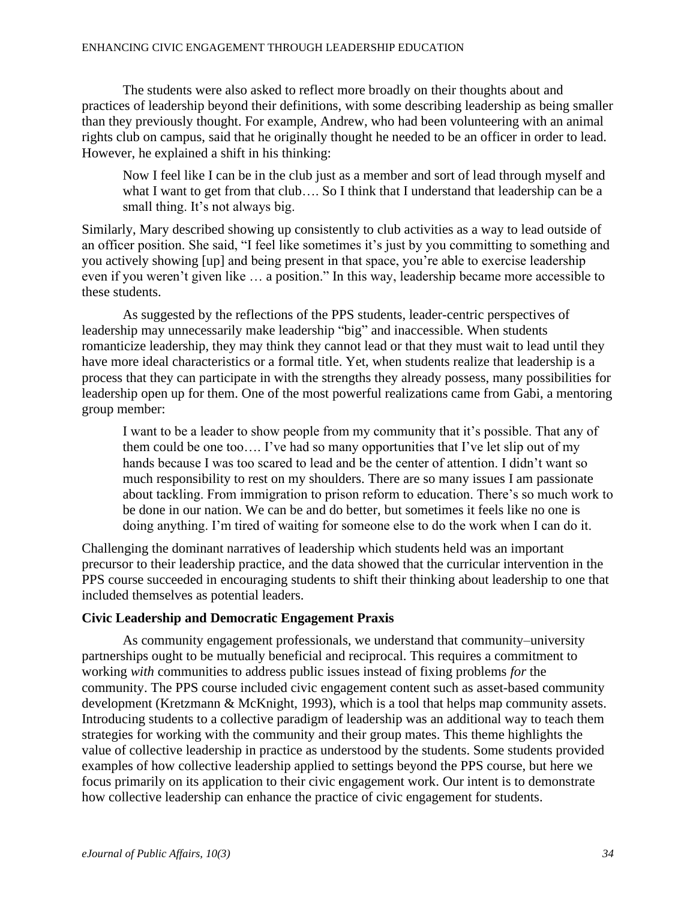The students were also asked to reflect more broadly on their thoughts about and practices of leadership beyond their definitions, with some describing leadership as being smaller than they previously thought. For example, Andrew, who had been volunteering with an animal rights club on campus, said that he originally thought he needed to be an officer in order to lead. However, he explained a shift in his thinking:

> Now I feel like I can be in the club just as a member and sort of lead through myself and what I want to get from that club…. So I think that I understand that leadership can be a small thing. It's not always big.

Similarly, Mary described showing up consistently to club activities as a way to lead outside of an officer position. She said, "I feel like sometimes it's just by you committing to something and you actively showing [up] and being present in that space, you're able to exercise leadership even if you weren't given like … a position." In this way, leadership became more accessible to these students.

As suggested by the reflections of the PPS students, leader-centric perspectives of leadership may unnecessarily make leadership "big" and inaccessible. When students romanticize leadership, they may think they cannot lead or that they must wait to lead until they have more ideal characteristics or a formal title. Yet, when students realize that leadership is a process that they can participate in with the strengths they already possess, many possibilities for leadership open up for them. One of the most powerful realizations came from Gabi, a mentoring group member:

> I want to be a leader to show people from my community that it's possible. That any of them could be one too…. I've had so many opportunities that I've let slip out of my hands because I was too scared to lead and be the center of attention. I didn't want so much responsibility to rest on my shoulders. There are so many issues I am passionate about tackling. From immigration to prison reform to education. There's so much work to be done in our nation. We can be and do better, but sometimes it feels like no one is doing anything. I'm tired of waiting for someone else to do the work when I can do it.

Challenging the dominant narratives of leadership which students held was an important precursor to their leadership practice, and the data showed that the curricular intervention in the PPS course succeeded in encouraging students to shift their thinking about leadership to one that included themselves as potential leaders.

**Civic Leadership and Democratic Engagement Praxis**

As community engagement professionals, we understand that community–university partnerships ought to be mutually beneficial and reciprocal. This requires a commitment to working *with* communities to address public issues instead of fixing problems *for* the community. The PPS course included civic engagement content such as asset-based community development (Kretzmann & McKnight, 1993), which is a tool that helps map community assets. Introducing students to a collective paradigm of leadership was an additional way to teach them strategies for working with the community and their group mates. This theme highlights the value of collective leadership in practice as understood by the students. Some students provided examples of how collective leadership applied to settings beyond the PPS course, but here we focus primarily on its application to their civic engagement work. Our intent is to demonstrate how collective leadership can enhance the practice of civic engagement for students.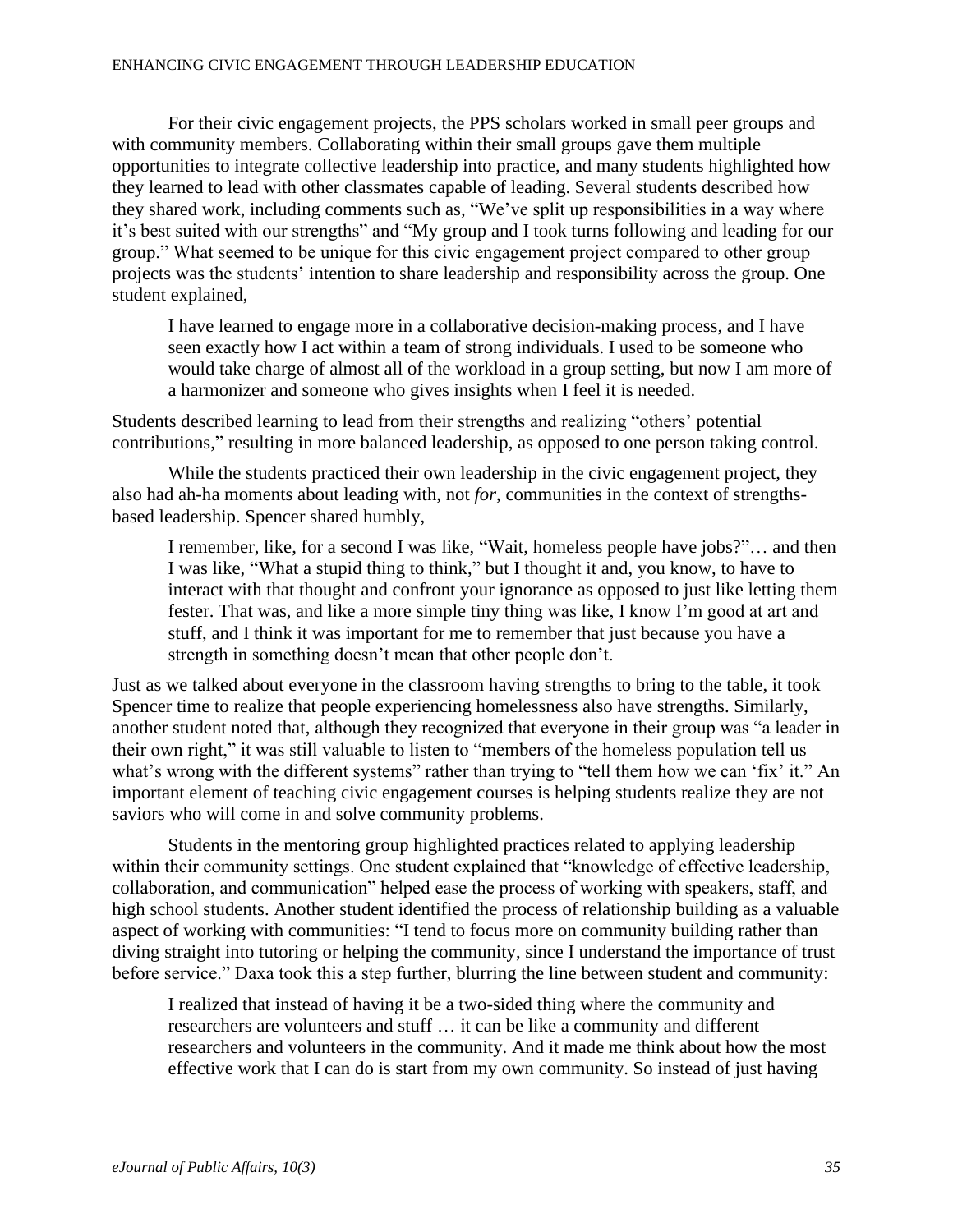For their civic engagement projects, the PPS scholars worked in small peer groups and with community members. Collaborating within their small groups gave them multiple opportunities to integrate collective leadership into practice, and many students highlighted how they learned to lead with other classmates capable of leading. Several students described how they shared work, including comments such as, "We've split up responsibilities in a way where it's best suited with our strengths" and "My group and I took turns following and leading for our group." What seemed to be unique for this civic engagement project compared to other group projects was the students' intention to share leadership and responsibility across the group. One student explained,

> I have learned to engage more in a collaborative decision-making process, and I have seen exactly how I act within a team of strong individuals. I used to be someone who would take charge of almost all of the workload in a group setting, but now I am more of a harmonizer and someone who gives insights when I feel it is needed.

Students described learning to lead from their strengths and realizing "others' potential contributions," resulting in more balanced leadership, as opposed to one person taking control.

While the students practiced their own leadership in the civic engagement project, they also had ah-ha moments about leading with, not *for*, communities in the context of strengths-based leadership. Spencer shared humbly,

> I remember, like, for a second I was like, "Wait, homeless people have jobs?"… and then I was like, "What a stupid thing to think," but I thought it and, you know, to have to interact with that thought and confront your ignorance as opposed to just like letting them fester. That was, and like a more simple tiny thing was like, I know I'm good at art and stuff, and I think it was important for me to remember that just because you have a strength in something doesn't mean that other people don't.

Just as we talked about everyone in the classroom having strengths to bring to the table, it took Spencer time to realize that people experiencing homelessness also have strengths. Similarly, another student noted that, although they recognized that everyone in their group was "a leader in their own right," it was still valuable to listen to "members of the homeless population tell us what's wrong with the different systems" rather than trying to "tell them how we can 'fix' it." An important element of teaching civic engagement courses is helping students realize they are not saviors who will come in and solve community problems.

Students in the mentoring group highlighted practices related to applying leadership within their community settings. One student explained that "knowledge of effective leadership, collaboration, and communication" helped ease the process of working with speakers, staff, and high school students. Another student identified the process of relationship building as a valuable aspect of working with communities: "I tend to focus more on community building rather than diving straight into tutoring or helping the community, since I understand the importance of trust before service." Daxa took this a step further, blurring the line between student and community:

> I realized that instead of having it be a two-sided thing where the community and researchers are volunteers and stuff … it can be like a community and different researchers and volunteers in the community. And it made me think about how the most effective work that I can do is start from my own community. So instead of just having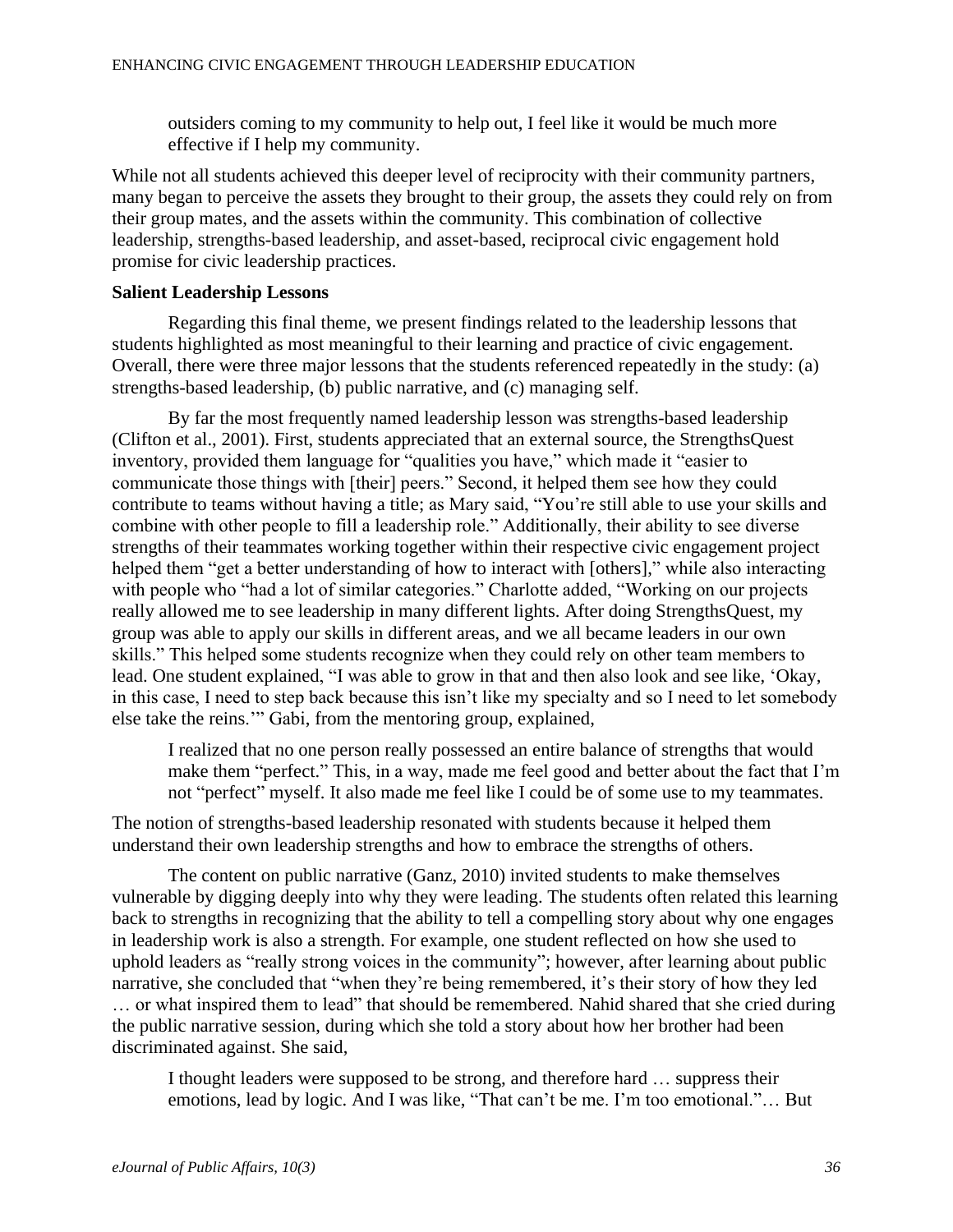> outsiders coming to my community to help out, I feel like it would be much more effective if I help my community.

While not all students achieved this deeper level of reciprocity with their community partners, many began to perceive the assets they brought to their group, the assets they could rely on from their group mates, and the assets within the community. This combination of collective leadership, strengths-based leadership, and asset-based, reciprocal civic engagement hold promise for civic leadership practices.

**Salient Leadership Lessons**

Regarding this final theme, we present findings related to the leadership lessons that students highlighted as most meaningful to their learning and practice of civic engagement. Overall, there were three major lessons that the students referenced repeatedly in the study: (a) strengths-based leadership, (b) public narrative, and (c) managing self.

By far the most frequently named leadership lesson was strengths-based leadership (Clifton et al., 2001). First, students appreciated that an external source, the StrengthsQuest inventory, provided them language for "qualities you have," which made it "easier to communicate those things with [their] peers." Second, it helped them see how they could contribute to teams without having a title; as Mary said, "You're still able to use your skills and combine with other people to fill a leadership role." Additionally, their ability to see diverse strengths of their teammates working together within their respective civic engagement project helped them "get a better understanding of how to interact with [others]," while also interacting with people who "had a lot of similar categories." Charlotte added, "Working on our projects really allowed me to see leadership in many different lights. After doing StrengthsQuest, my group was able to apply our skills in different areas, and we all became leaders in our own skills." This helped some students recognize when they could rely on other team members to lead. One student explained, "I was able to grow in that and then also look and see like, 'Okay, in this case, I need to step back because this isn't like my specialty and so I need to let somebody else take the reins.'" Gabi, from the mentoring group, explained,

> I realized that no one person really possessed an entire balance of strengths that would make them "perfect." This, in a way, made me feel good and better about the fact that I'm not "perfect" myself. It also made me feel like I could be of some use to my teammates.

The notion of strengths-based leadership resonated with students because it helped them understand their own leadership strengths and how to embrace the strengths of others.

The content on public narrative (Ganz, 2010) invited students to make themselves vulnerable by digging deeply into why they were leading. The students often related this learning back to strengths in recognizing that the ability to tell a compelling story about why one engages in leadership work is also a strength. For example, one student reflected on how she used to uphold leaders as "really strong voices in the community"; however, after learning about public narrative, she concluded that "when they're being remembered, it's their story of how they led … or what inspired them to lead" that should be remembered. Nahid shared that she cried during the public narrative session, during which she told a story about how her brother had been discriminated against. She said,

> I thought leaders were supposed to be strong, and therefore hard … suppress their emotions, lead by logic. And I was like, "That can't be me. I'm too emotional."… But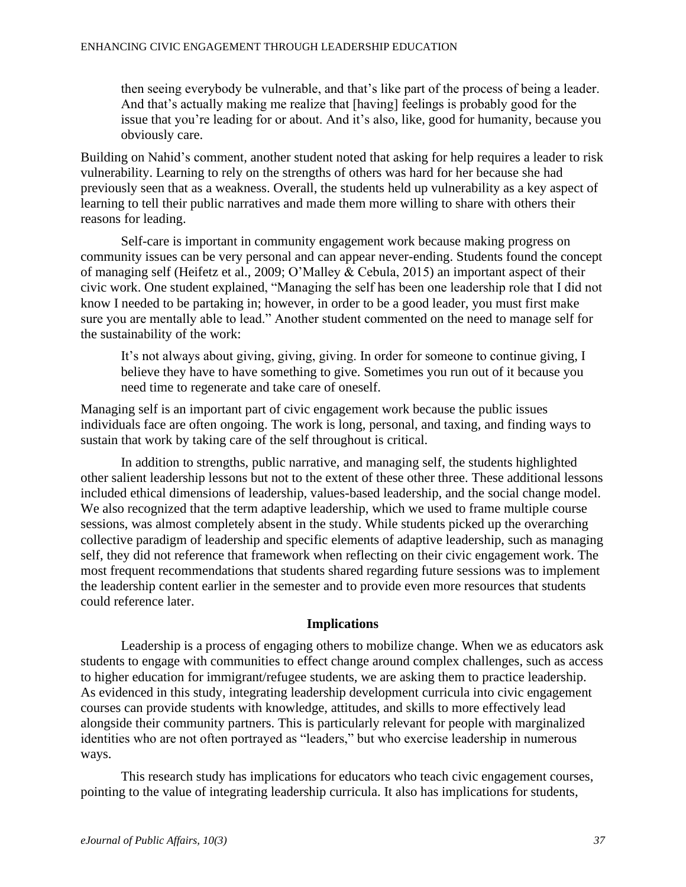> then seeing everybody be vulnerable, and that's like part of the process of being a leader. And that's actually making me realize that [having] feelings is probably good for the issue that you're leading for or about. And it's also, like, good for humanity, because you obviously care.

Building on Nahid's comment, another student noted that asking for help requires a leader to risk vulnerability. Learning to rely on the strengths of others was hard for her because she had previously seen that as a weakness. Overall, the students held up vulnerability as a key aspect of learning to tell their public narratives and made them more willing to share with others their reasons for leading.

Self-care is important in community engagement work because making progress on community issues can be very personal and can appear never-ending. Students found the concept of managing self (Heifetz et al., 2009; O'Malley & Cebula, 2015) an important aspect of their civic work. One student explained, "Managing the self has been one leadership role that I did not know I needed to be partaking in; however, in order to be a good leader, you must first make sure you are mentally able to lead." Another student commented on the need to manage self for the sustainability of the work:

> It's not always about giving, giving, giving. In order for someone to continue giving, I believe they have to have something to give. Sometimes you run out of it because you need time to regenerate and take care of oneself.

Managing self is an important part of civic engagement work because the public issues individuals face are often ongoing. The work is long, personal, and taxing, and finding ways to sustain that work by taking care of the self throughout is critical.

In addition to strengths, public narrative, and managing self, the students highlighted other salient leadership lessons but not to the extent of these other three. These additional lessons included ethical dimensions of leadership, values-based leadership, and the social change model. We also recognized that the term adaptive leadership, which we used to frame multiple course sessions, was almost completely absent in the study. While students picked up the overarching collective paradigm of leadership and specific elements of adaptive leadership, such as managing self, they did not reference that framework when reflecting on their civic engagement work. The most frequent recommendations that students shared regarding future sessions was to implement the leadership content earlier in the semester and to provide even more resources that students could reference later.

## Implications

Leadership is a process of engaging others to mobilize change. When we as educators ask students to engage with communities to effect change around complex challenges, such as access to higher education for immigrant/refugee students, we are asking them to practice leadership. As evidenced in this study, integrating leadership development curricula into civic engagement courses can provide students with knowledge, attitudes, and skills to more effectively lead alongside their community partners. This is particularly relevant for people with marginalized identities who are not often portrayed as "leaders," but who exercise leadership in numerous ways.

This research study has implications for educators who teach civic engagement courses, pointing to the value of integrating leadership curricula. It also has implications for students,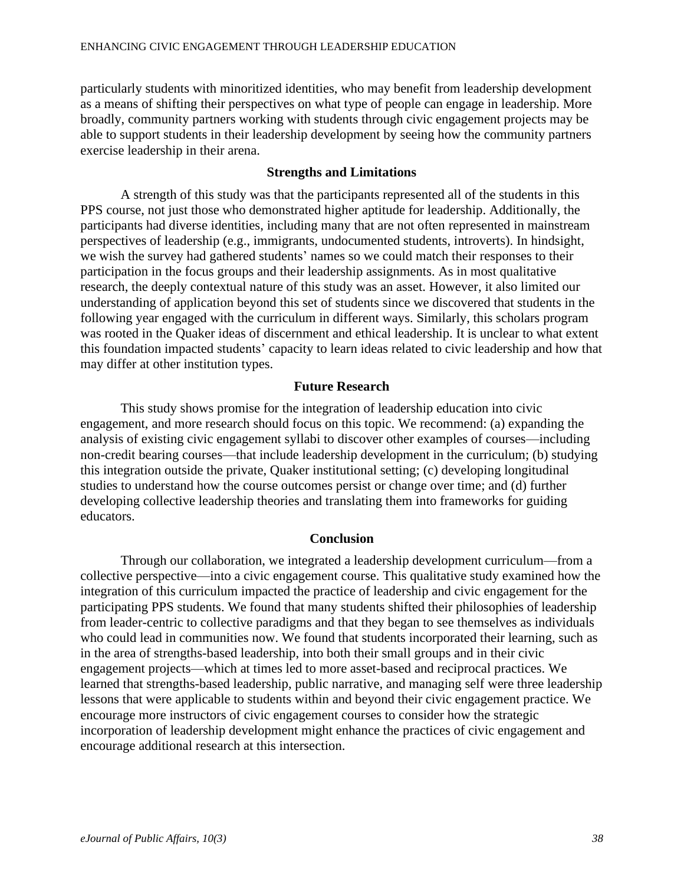particularly students with minoritized identities, who may benefit from leadership development as a means of shifting their perspectives on what type of people can engage in leadership. More broadly, community partners working with students through civic engagement projects may be able to support students in their leadership development by seeing how the community partners exercise leadership in their arena.

## Strengths and Limitations

A strength of this study was that the participants represented all of the students in this PPS course, not just those who demonstrated higher aptitude for leadership. Additionally, the participants had diverse identities, including many that are not often represented in mainstream perspectives of leadership (e.g., immigrants, undocumented students, introverts). In hindsight, we wish the survey had gathered students' names so we could match their responses to their participation in the focus groups and their leadership assignments. As in most qualitative research, the deeply contextual nature of this study was an asset. However, it also limited our understanding of application beyond this set of students since we discovered that students in the following year engaged with the curriculum in different ways. Similarly, this scholars program was rooted in the Quaker ideas of discernment and ethical leadership. It is unclear to what extent this foundation impacted students' capacity to learn ideas related to civic leadership and how that may differ at other institution types.

## Future Research

This study shows promise for the integration of leadership education into civic engagement, and more research should focus on this topic. We recommend: (a) expanding the analysis of existing civic engagement syllabi to discover other examples of courses—including non-credit bearing courses—that include leadership development in the curriculum; (b) studying this integration outside the private, Quaker institutional setting; (c) developing longitudinal studies to understand how the course outcomes persist or change over time; and (d) further developing collective leadership theories and translating them into frameworks for guiding educators.

## Conclusion

Through our collaboration, we integrated a leadership development curriculum—from a collective perspective—into a civic engagement course. This qualitative study examined how the integration of this curriculum impacted the practice of leadership and civic engagement for the participating PPS students. We found that many students shifted their philosophies of leadership from leader-centric to collective paradigms and that they began to see themselves as individuals who could lead in communities now. We found that students incorporated their learning, such as in the area of strengths-based leadership, into both their small groups and in their civic engagement projects—which at times led to more asset-based and reciprocal practices. We learned that strengths-based leadership, public narrative, and managing self were three leadership lessons that were applicable to students within and beyond their civic engagement practice. We encourage more instructors of civic engagement courses to consider how the strategic incorporation of leadership development might enhance the practices of civic engagement and encourage additional research at this intersection.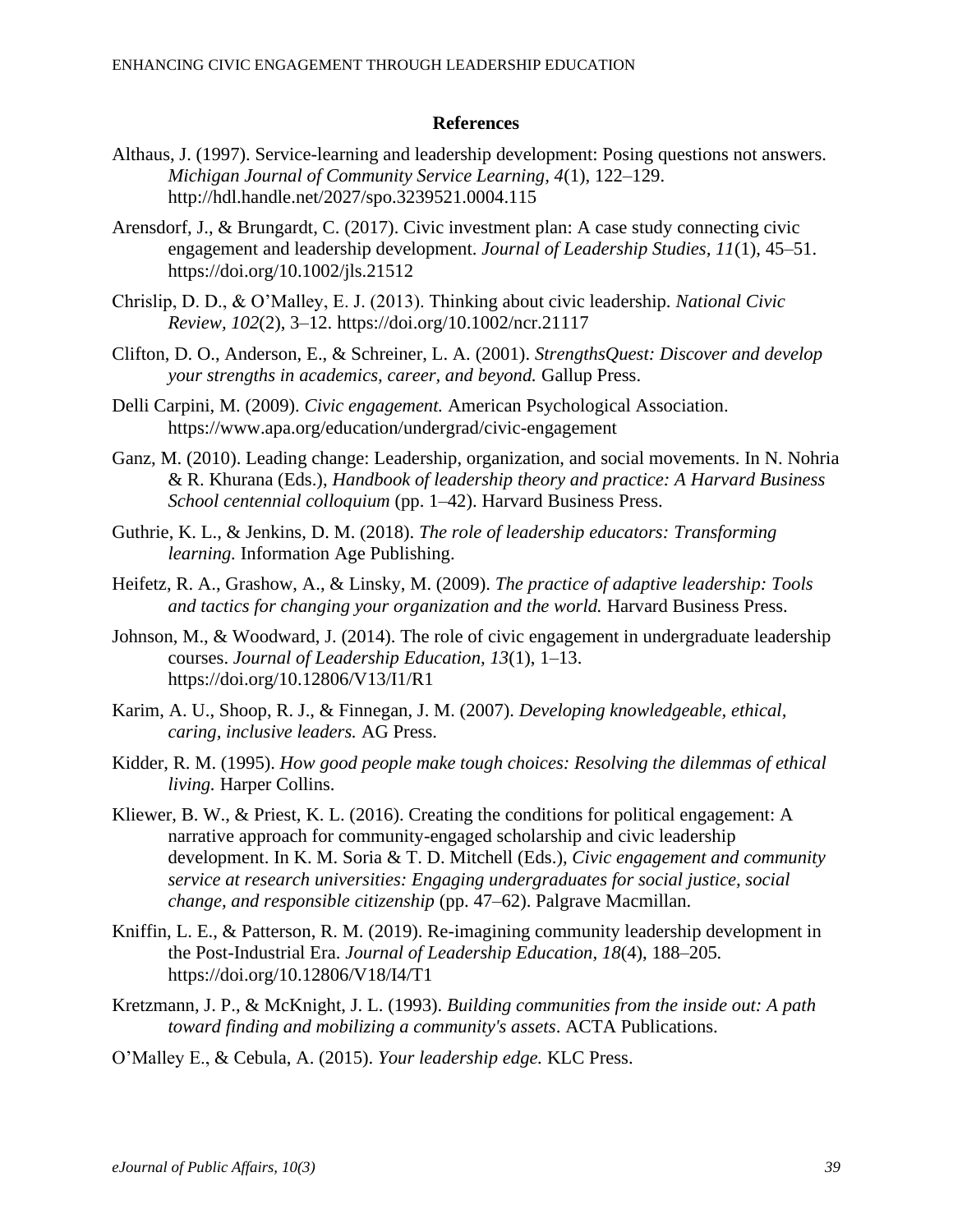## References

Althaus, J. (1997). Service-learning and leadership development: Posing questions not answers. *Michigan Journal of Community Service Learning, 4*(1), 122–129. http://hdl.handle.net/2027/spo.3239521.0004.115

Arensdorf, J., & Brungardt, C. (2017). Civic investment plan: A case study connecting civic engagement and leadership development. *Journal of Leadership Studies, 11*(1), 45–51. https://doi.org/10.1002/jls.21512

Chrislip, D. D., & O'Malley, E. J. (2013). Thinking about civic leadership. *National Civic Review, 102*(2), 3–12. https://doi.org/10.1002/ncr.21117

Clifton, D. O., Anderson, E., & Schreiner, L. A. (2001). *StrengthsQuest: Discover and develop your strengths in academics, career, and beyond.* Gallup Press.

Delli Carpini, M. (2009). *Civic engagement.* American Psychological Association. https://www.apa.org/education/undergrad/civic-engagement

Ganz, M. (2010). Leading change: Leadership, organization, and social movements. In N. Nohria & R. Khurana (Eds.), *Handbook of leadership theory and practice: A Harvard Business School centennial colloquium* (pp. 1–42). Harvard Business Press.

Guthrie, K. L., & Jenkins, D. M. (2018). *The role of leadership educators: Transforming learning.* Information Age Publishing.

Heifetz, R. A., Grashow, A., & Linsky, M. (2009). *The practice of adaptive leadership: Tools and tactics for changing your organization and the world.* Harvard Business Press.

Johnson, M., & Woodward, J. (2014). The role of civic engagement in undergraduate leadership courses. *Journal of Leadership Education, 13*(1), 1–13. https://doi.org/10.12806/V13/I1/R1

Karim, A. U., Shoop, R. J., & Finnegan, J. M. (2007). *Developing knowledgeable, ethical, caring, inclusive leaders.* AG Press.

Kidder, R. M. (1995). *How good people make tough choices: Resolving the dilemmas of ethical living.* Harper Collins.

Kliewer, B. W., & Priest, K. L. (2016). Creating the conditions for political engagement: A narrative approach for community-engaged scholarship and civic leadership development. In K. M. Soria & T. D. Mitchell (Eds.), *Civic engagement and community service at research universities: Engaging undergraduates for social justice, social change, and responsible citizenship* (pp. 47–62). Palgrave Macmillan.

Kniffin, L. E., & Patterson, R. M. (2019). Re-imagining community leadership development in the Post-Industrial Era. *Journal of Leadership Education, 18*(4), 188–205. https://doi.org/10.12806/V18/I4/T1

Kretzmann, J. P., & McKnight, J. L. (1993). *Building communities from the inside out: A path toward finding and mobilizing a community's assets*. ACTA Publications.

O'Malley E., & Cebula, A. (2015). *Your leadership edge.* KLC Press.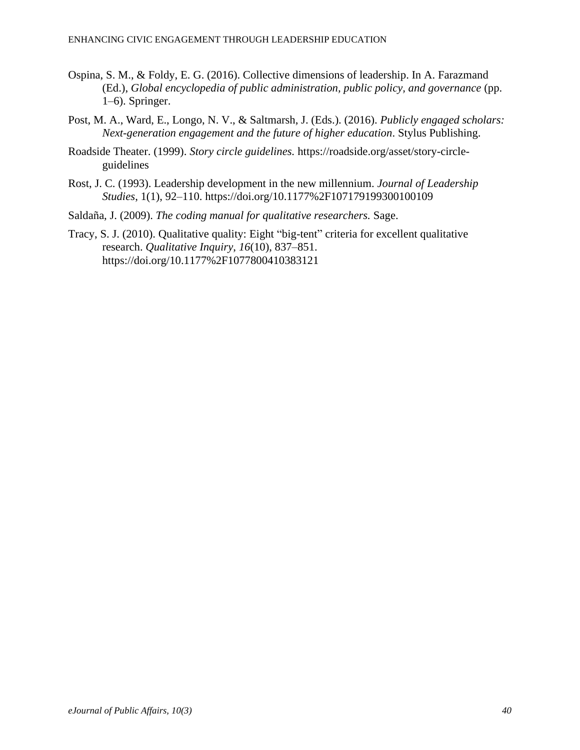Ospina, S. M., & Foldy, E. G. (2016). Collective dimensions of leadership. In A. Farazmand (Ed.), *Global encyclopedia of public administration, public policy, and governance* (pp. 1–6). Springer.

Post, M. A., Ward, E., Longo, N. V., & Saltmarsh, J. (Eds.). (2016). *Publicly engaged scholars: Next-generation engagement and the future of higher education*. Stylus Publishing.

Roadside Theater. (1999). *Story circle guidelines.* https://roadside.org/asset/story-circle-guidelines

Rost, J. C. (1993). Leadership development in the new millennium. *Journal of Leadership Studies*, 1(1), 92–110. https://doi.org/10.1177%2F107179199300100109

Saldaña, J. (2009). *The coding manual for qualitative researchers.* Sage.

Tracy, S. J. (2010). Qualitative quality: Eight "big-tent" criteria for excellent qualitative research. *Qualitative Inquiry*, *16*(10), 837–851. https://doi.org/10.1177%2F1077800410383121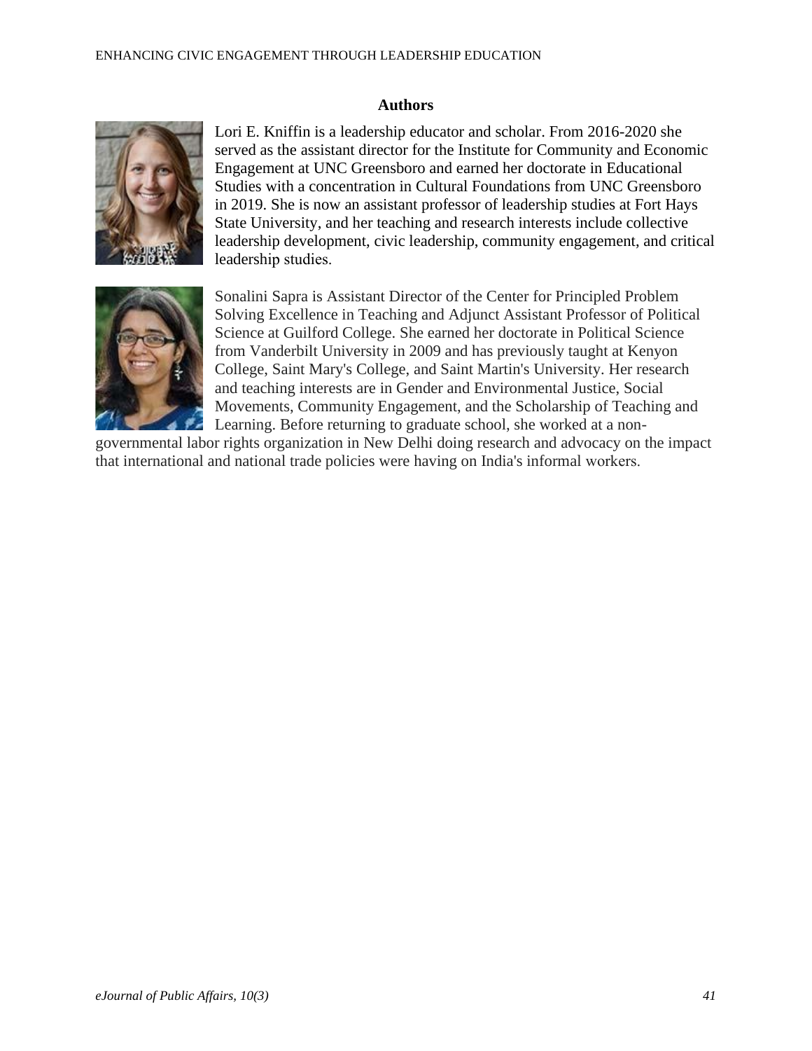## Authors

Lori E. Kniffin is a leadership educator and scholar. From 2016-2020 she served as the assistant director for the Institute for Community and Economic Engagement at UNC Greensboro and earned her doctorate in Educational Studies with a concentration in Cultural Foundations from UNC Greensboro in 2019. She is now an assistant professor of leadership studies at Fort Hays State University, and her teaching and research interests include collective leadership development, civic leadership, community engagement, and critical leadership studies.

Sonalini Sapra is Assistant Director of the Center for Principled Problem Solving Excellence in Teaching and Adjunct Assistant Professor of Political Science at Guilford College. She earned her doctorate in Political Science from Vanderbilt University in 2009 and has previously taught at Kenyon College, Saint Mary's College, and Saint Martin's University. Her research and teaching interests are in Gender and Environmental Justice, Social Movements, Community Engagement, and the Scholarship of Teaching and Learning. Before returning to graduate school, she worked at a non-governmental labor rights organization in New Delhi doing research and advocacy on the impact that international and national trade policies were having on India's informal workers.